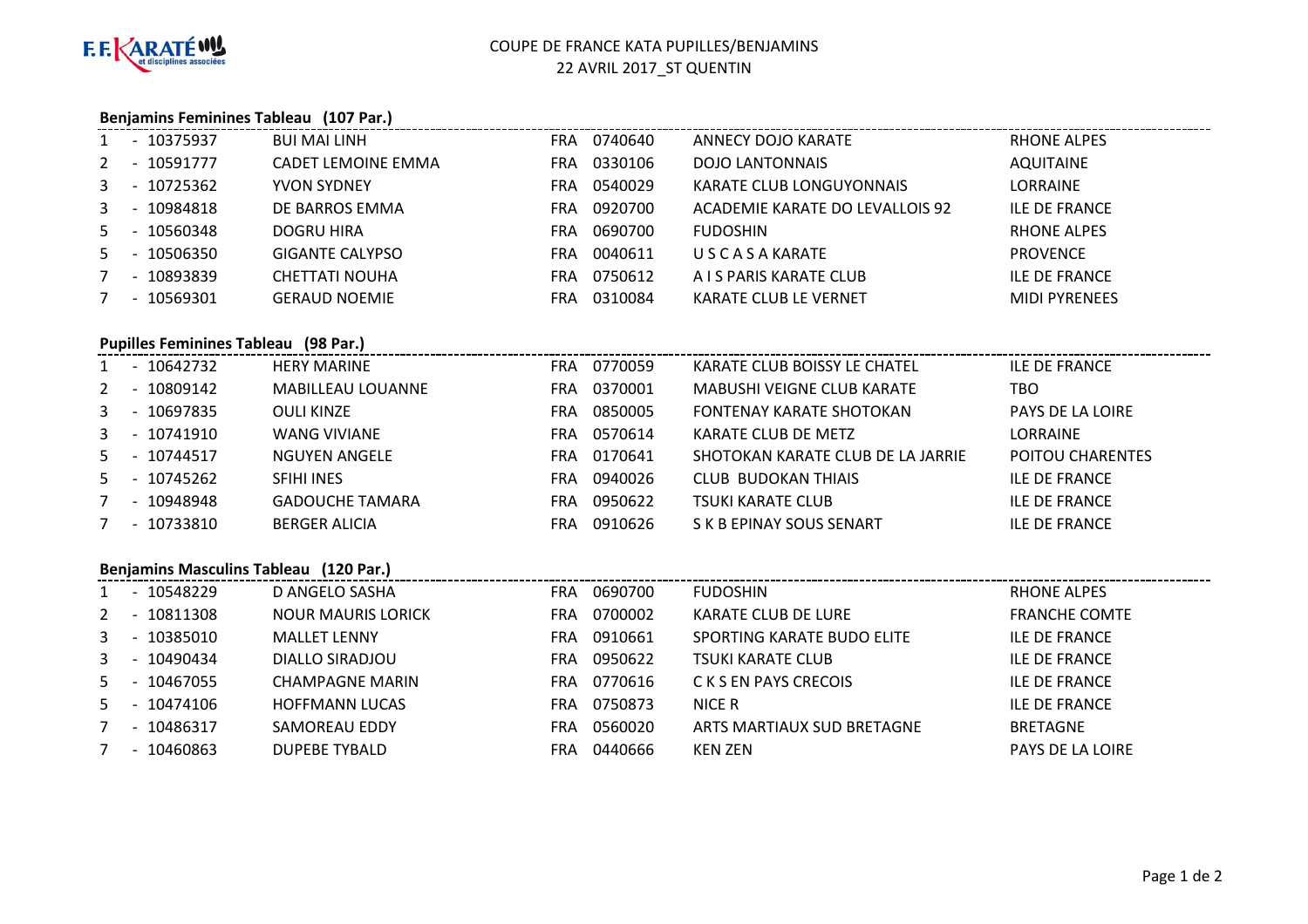# COUPE DE FRANCE KATA PUPILLES/BENJAMINS

22 AVRIL 2017_ST QUENTIN

## Benjamins Feminines Tableau (107 Par.)

| | | | | | | |
|---|---|---|---|---|---|---|
| 1 | - 10375937 | BUI MAI LINH | FRA | 0740640 | ANNECY DOJO KARATE | RHONE ALPES |
| 2 | - 10591777 | CADET LEMOINE EMMA | FRA | 0330106 | DOJO LANTONNAIS | AQUITAINE |
| 3 | - 10725362 | YVON SYDNEY | FRA | 0540029 | KARATE CLUB LONGUYONNAIS | LORRAINE |
| 3 | - 10984818 | DE BARROS EMMA | FRA | 0920700 | ACADEMIE KARATE DO LEVALLOIS 92 | ILE DE FRANCE |
| 5 | - 10560348 | DOGRU HIRA | FRA | 0690700 | FUDOSHIN | RHONE ALPES |
| 5 | - 10506350 | GIGANTE CALYPSO | FRA | 0040611 | U S C A S A KARATE | PROVENCE |
| 7 | - 10893839 | CHETTATI NOUHA | FRA | 0750612 | A I S PARIS KARATE CLUB | ILE DE FRANCE |
| 7 | - 10569301 | GERAUD NOEMIE | FRA | 0310084 | KARATE CLUB LE VERNET | MIDI PYRENEES |

## Pupilles Feminines Tableau (98 Par.)

| | | | | | | |
|---|---|---|---|---|---|---|
| 1 | - 10642732 | HERY MARINE | FRA | 0770059 | KARATE CLUB BOISSY LE CHATEL | ILE DE FRANCE |
| 2 | - 10809142 | MABILLEAU LOUANNE | FRA | 0370001 | MABUSHI VEIGNE CLUB KARATE | TBO |
| 3 | - 10697835 | OULI KINZE | FRA | 0850005 | FONTENAY KARATE SHOTOKAN | PAYS DE LA LOIRE |
| 3 | - 10741910 | WANG VIVIANE | FRA | 0570614 | KARATE CLUB DE METZ | LORRAINE |
| 5 | - 10744517 | NGUYEN ANGELE | FRA | 0170641 | SHOTOKAN KARATE CLUB DE LA JARRIE | POITOU CHARENTES |
| 5 | - 10745262 | SFIHI INES | FRA | 0940026 | CLUB BUDOKAN THIAIS | ILE DE FRANCE |
| 7 | - 10948948 | GADOUCHE TAMARA | FRA | 0950622 | TSUKI KARATE CLUB | ILE DE FRANCE |
| 7 | - 10733810 | BERGER ALICIA | FRA | 0910626 | S K B EPINAY SOUS SENART | ILE DE FRANCE |

## Benjamins Masculins Tableau (120 Par.)

| | | | | | | |
|---|---|---|---|---|---|---|
| 1 | - 10548229 | D ANGELO SASHA | FRA | 0690700 | FUDOSHIN | RHONE ALPES |
| 2 | - 10811308 | NOUR MAURIS LORICK | FRA | 0700002 | KARATE CLUB DE LURE | FRANCHE COMTE |
| 3 | - 10385010 | MALLET LENNY | FRA | 0910661 | SPORTING KARATE BUDO ELITE | ILE DE FRANCE |
| 3 | - 10490434 | DIALLO SIRADJOU | FRA | 0950622 | TSUKI KARATE CLUB | ILE DE FRANCE |
| 5 | - 10467055 | CHAMPAGNE MARIN | FRA | 0770616 | C K S EN PAYS CRECOIS | ILE DE FRANCE |
| 5 | - 10474106 | HOFFMANN LUCAS | FRA | 0750873 | NICE R | ILE DE FRANCE |
| 7 | - 10486317 | SAMOREAU EDDY | FRA | 0560020 | ARTS MARTIAUX SUD BRETAGNE | BRETAGNE |
| 7 | - 10460863 | DUPEBE TYBALD | FRA | 0440666 | KEN ZEN | PAYS DE LA LOIRE |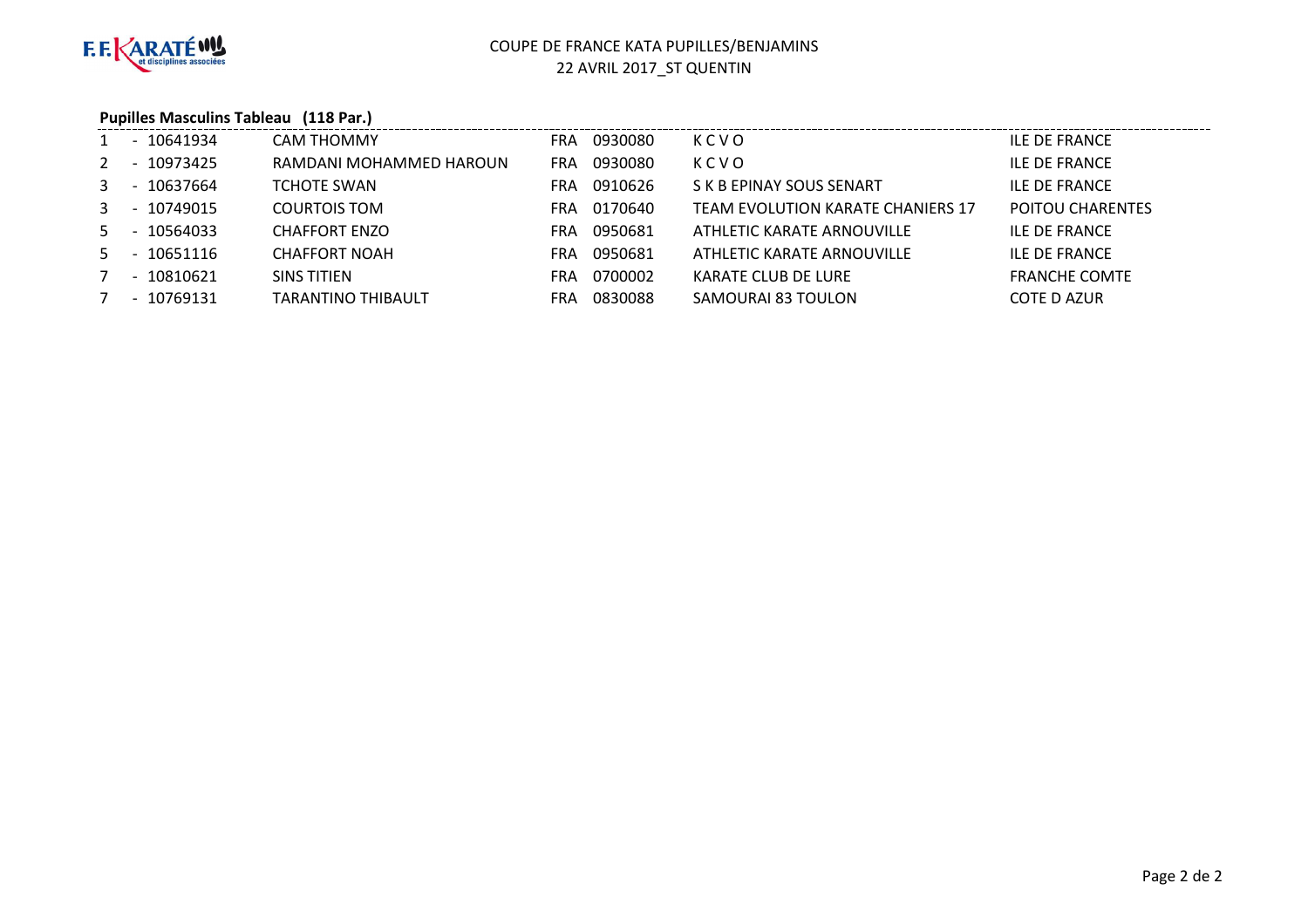COUPE DE FRANCE KATA PUPILLES/BENJAMINS
22 AVRIL 2017_ST QUENTIN

**Pupilles Masculins Tableau (118 Par.)**

| | | | | | | |
|---|---|---|---|---|---|---|
| 1 | - 10641934 | CAM THOMMY | FRA | 0930080 | K C V O | ILE DE FRANCE |
| 2 | - 10973425 | RAMDANI MOHAMMED HAROUN | FRA | 0930080 | K C V O | ILE DE FRANCE |
| 3 | - 10637664 | TCHOTE SWAN | FRA | 0910626 | S K B EPINAY SOUS SENART | ILE DE FRANCE |
| 3 | - 10749015 | COURTOIS TOM | FRA | 0170640 | TEAM EVOLUTION KARATE CHANIERS 17 | POITOU CHARENTES |
| 5 | - 10564033 | CHAFFORT ENZO | FRA | 0950681 | ATHLETIC KARATE ARNOUVILLE | ILE DE FRANCE |
| 5 | - 10651116 | CHAFFORT NOAH | FRA | 0950681 | ATHLETIC KARATE ARNOUVILLE | ILE DE FRANCE |
| 7 | - 10810621 | SINS TITIEN | FRA | 0700002 | KARATE CLUB DE LURE | FRANCHE COMTE |
| 7 | - 10769131 | TARANTINO THIBAULT | FRA | 0830088 | SAMOURAI 83 TOULON | COTE D AZUR |